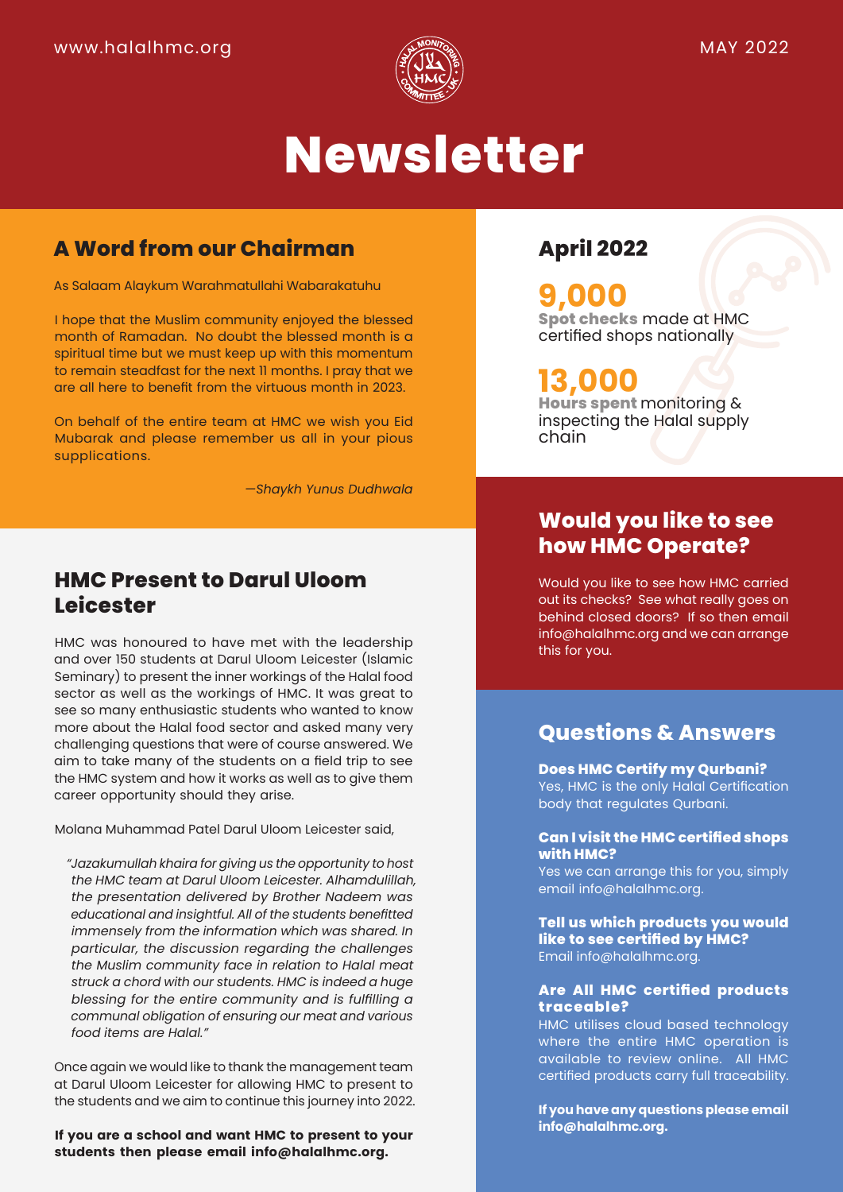www.halalhmc.org

MAY 2022

# Newsletter

## A Word from our Chairman

As Salaam Alaykum Warahmatullahi Wabarakatuhu

I hope that the Muslim community enjoyed the blessed month of Ramadan. No doubt the blessed month is a spiritual time but we must keep up with this momentum to remain steadfast for the next 11 months. I pray that we are all here to benefit from the virtuous month in 2023.

On behalf of the entire team at HMC we wish you Eid Mubarak and please remember us all in your pious supplications.

*—Shaykh Yunus Dudhwala*

## HMC Present to Darul Uloom Leicester

HMC was honoured to have met with the leadership and over 150 students at Darul Uloom Leicester (Islamic Seminary) to present the inner workings of the Halal food sector as well as the workings of HMC. It was great to see so many enthusiastic students who wanted to know more about the Halal food sector and asked many very challenging questions that were of course answered. We aim to take many of the students on a field trip to see the HMC system and how it works as well as to give them career opportunity should they arise.

Molana Muhammad Patel Darul Uloom Leicester said,

> *"Jazakumullah khaira for giving us the opportunity to host the HMC team at Darul Uloom Leicester. Alhamdulillah, the presentation delivered by Brother Nadeem was educational and insightful. All of the students benefitted immensely from the information which was shared. In particular, the discussion regarding the challenges the Muslim community face in relation to Halal meat struck a chord with our students. HMC is indeed a huge blessing for the entire community and is fulfilling a communal obligation of ensuring our meat and various food items are Halal."*

Once again we would like to thank the management team at Darul Uloom Leicester for allowing HMC to present to the students and we aim to continue this journey into 2022.

**If you are a school and want HMC to present to your students then please email info@halalhmc.org.**

## April 2022

**9,000**
**Spot checks** made at HMC certified shops nationally

**13,000**
**Hours spent** monitoring & inspecting the Halal supply chain

## Would you like to see how HMC Operate?

Would you like to see how HMC carried out its checks? See what really goes on behind closed doors? If so then email info@halalhmc.org and we can arrange this for you.

## Questions & Answers

**Does HMC Certify my Qurbani?**
Yes, HMC is the only Halal Certification body that regulates Qurbani.

**Can I visit the HMC certified shops with HMC?**
Yes we can arrange this for you, simply email info@halalhmc.org.

**Tell us which products you would like to see certified by HMC?**
Email info@halalhmc.org.

**Are All HMC certified products traceable?**
HMC utilises cloud based technology where the entire HMC operation is available to review online. All HMC certified products carry full traceability.

**If you have any questions please email info@halalhmc.org.**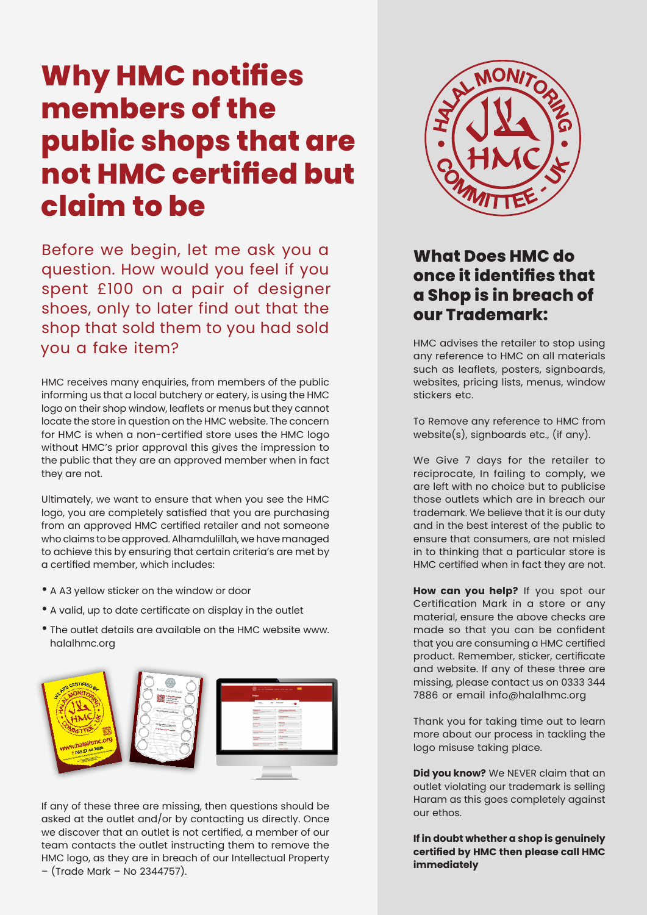# Why HMC notifies members of the public shops that are not HMC certified but claim to be

Before we begin, let me ask you a question. How would you feel if you spent £100 on a pair of designer shoes, only to later find out that the shop that sold them to you had sold you a fake item?

HMC receives many enquiries, from members of the public informing us that a local butchery or eatery, is using the HMC logo on their shop window, leaflets or menus but they cannot locate the store in question on the HMC website. The concern for HMC is when a non-certified store uses the HMC logo without HMC's prior approval this gives the impression to the public that they are an approved member when in fact they are not.

Ultimately, we want to ensure that when you see the HMC logo, you are completely satisfied that you are purchasing from an approved HMC certified retailer and not someone who claims to be approved. Alhamdulillah, we have managed to achieve this by ensuring that certain criteria's are met by a certified member, which includes:

- A A3 yellow sticker on the window or door
- A valid, up to date certificate on display in the outlet
- The outlet details are available on the HMC website www.halalhmc.org

If any of these three are missing, then questions should be asked at the outlet and/or by contacting us directly. Once we discover that an outlet is not certified, a member of our team contacts the outlet instructing them to remove the HMC logo, as they are in breach of our Intellectual Property – (Trade Mark – No 2344757).

## What Does HMC do once it identifies that a Shop is in breach of our Trademark:

HMC advises the retailer to stop using any reference to HMC on all materials such as leaflets, posters, signboards, websites, pricing lists, menus, window stickers etc.

To Remove any reference to HMC from website(s), signboards etc., (if any).

We Give 7 days for the retailer to reciprocate, In failing to comply, we are left with no choice but to publicise those outlets which are in breach our trademark. We believe that it is our duty and in the best interest of the public to ensure that consumers, are not misled in to thinking that a particular store is HMC certified when in fact they are not.

**How can you help?** If you spot our Certification Mark in a store or any material, ensure the above checks are made so that you can be confident that you are consuming a HMC certified product. Remember, sticker, certificate and website. If any of these three are missing, please contact us on 0333 344 7886 or email info@halalhmc.org

Thank you for taking time out to learn more about our process in tackling the logo misuse taking place.

**Did you know?** We NEVER claim that an outlet violating our trademark is selling Haram as this goes completely against our ethos.

**If in doubt whether a shop is genuinely certified by HMC then please call HMC immediately**